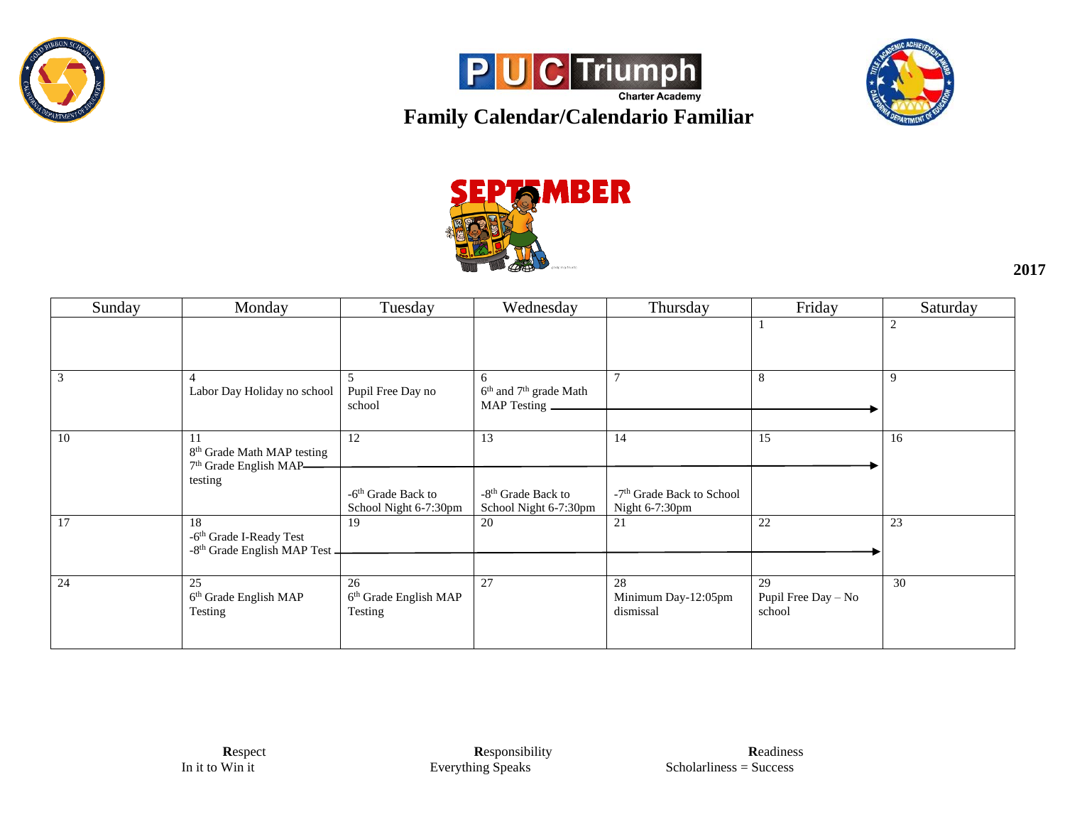PUC Triumph Charter Academy

# Family Calendar/Calendario Familiar

## SEPTEMBER 2017

| Sunday | Monday | Tuesday | Wednesday | Thursday | Friday | Saturday |
|---|---|---|---|---|---|---|
| | | | | | 1 | 2 |
| 3 | 4 Labor Day Holiday no school | 5 Pupil Free Day no school | 6 6th and 7th grade Math MAP Testing → | 7 → | 8 → | 9 |
| 10 | 11 8th Grade Math MAP testing; 7th Grade English MAP testing → | 12 → -6th Grade Back to School Night 6-7:30pm | 13 → -8th Grade Back to School Night 6-7:30pm | 14 → -7th Grade Back to School Night 6-7:30pm | 15 → | 16 |
| 17 | 18 -6th Grade I-Ready Test; -8th Grade English MAP Test → | 19 → | 20 → | 21 → | 22 → | 23 |
| 24 | 25 6th Grade English MAP Testing | 26 6th Grade English MAP Testing | 27 | 28 Minimum Day-12:05pm dismissal | 29 Pupil Free Day – No school | 30 |

**R**espect
In it to Win it

**R**esponsibility
Everything Speaks

**R**eadiness
Scholarliness = Success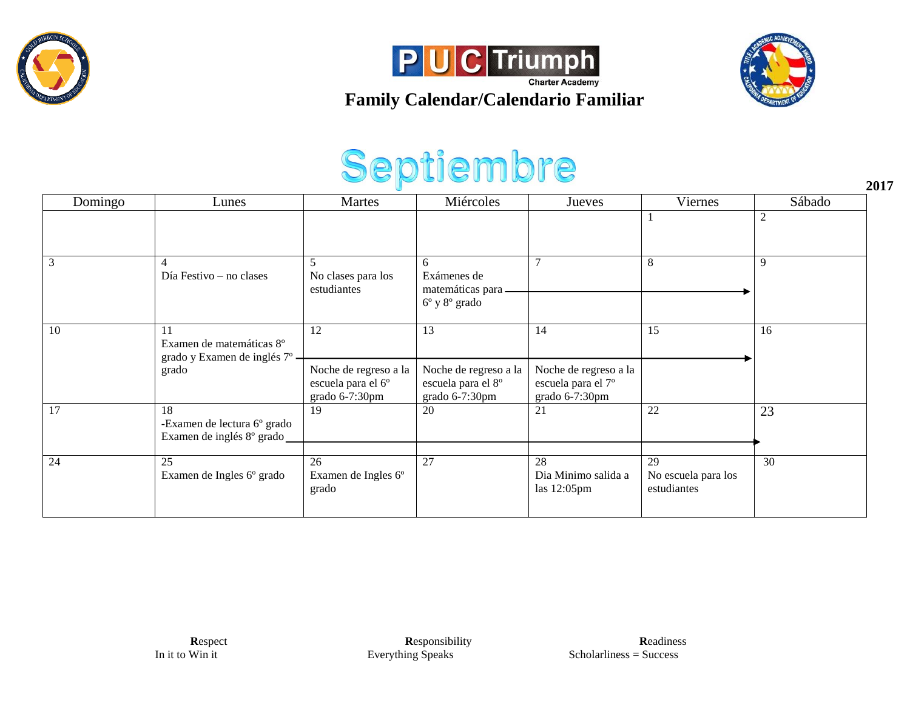PUC Triumph Charter Academy

# Family Calendar/Calendario Familiar

## Septiembre

**2017**

| Domingo | Lunes | Martes | Miércoles | Jueves | Viernes | Sábado |
|---|---|---|---|---|---|---|
| | | | | | 1 | 2 |
| 3 | 4 Día Festivo – no clases | 5 No clases para los estudiantes | 6 Exámenes de matemáticas para 6º y 8º grado → | 7 → | 8 → | 9 |
| 10 | 11 Examen de matemáticas 8º grado y Examen de inglés 7º grado → | 12 → Noche de regreso a la escuela para el 6º grado 6-7:30pm | 13 → Noche de regreso a la escuela para el 8º grado 6-7:30pm | 14 → Noche de regreso a la escuela para el 7º grado 6-7:30pm | 15 → | 16 |
| 17 | 18 -Examen de lectura 6º grado Examen de inglés 8º grado → | 19 → | 20 → | 21 → | 22 → | 23 |
| 24 | 25 Examen de Ingles 6º grado | 26 Examen de Ingles 6º grado | 27 | 28 Dia Minimo salida a las 12:05pm | 29 No escuela para los estudiantes | 30 |

**R**espect
In it to Win it

**R**esponsibility
Everything Speaks

**R**eadiness
Scholarliness = Success